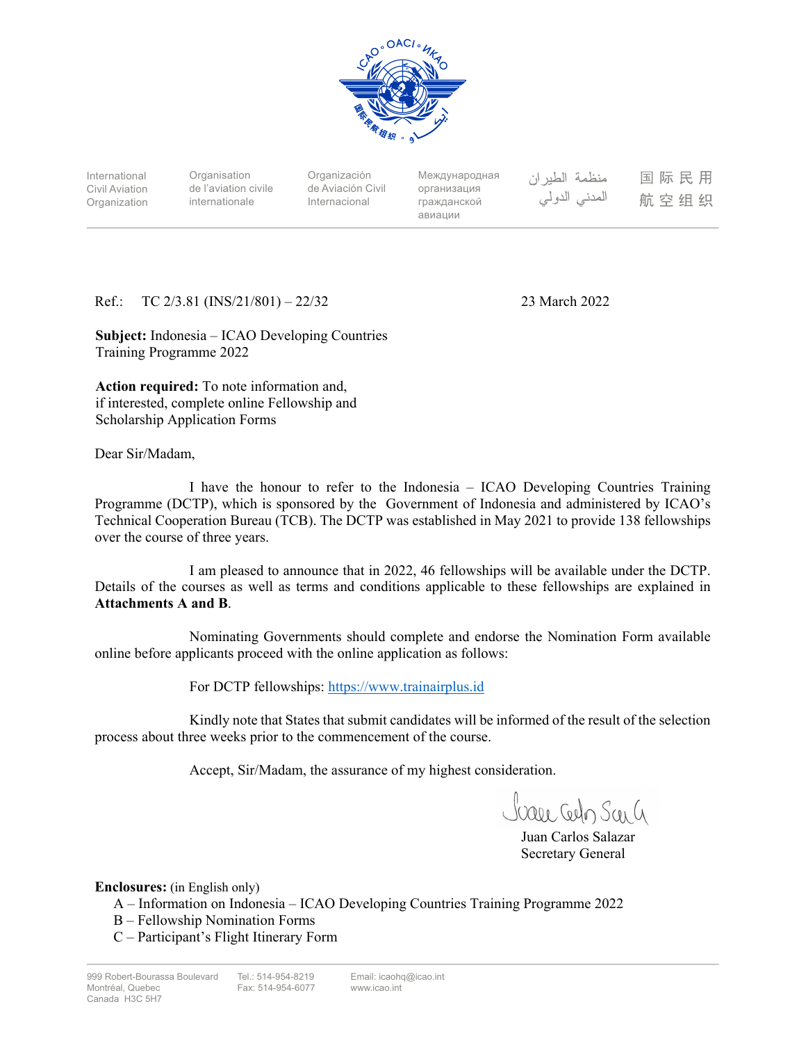International Civil Aviation Organization | Organisation de l'aviation civile internationale | Organización de Aviación Civil Internacional | Международная организация гражданской авиации | منظمة الطيران المدني الدولي | 国际民用航空组织

Ref.: TC 2/3.81 (INS/21/801) – 22/32

23 March 2022

**Subject:** Indonesia – ICAO Developing Countries Training Programme 2022

**Action required:** To note information and, if interested, complete online Fellowship and Scholarship Application Forms

Dear Sir/Madam,

I have the honour to refer to the Indonesia – ICAO Developing Countries Training Programme (DCTP), which is sponsored by the Government of Indonesia and administered by ICAO's Technical Cooperation Bureau (TCB). The DCTP was established in May 2021 to provide 138 fellowships over the course of three years.

I am pleased to announce that in 2022, 46 fellowships will be available under the DCTP. Details of the courses as well as terms and conditions applicable to these fellowships are explained in **Attachments A and B**.

Nominating Governments should complete and endorse the Nomination Form available online before applicants proceed with the online application as follows:

For DCTP fellowships: https://www.trainairplus.id

Kindly note that States that submit candidates will be informed of the result of the selection process about three weeks prior to the commencement of the course.

Accept, Sir/Madam, the assurance of my highest consideration.

Juan Carlos Salazar
Secretary General

**Enclosures:** (in English only)

A – Information on Indonesia – ICAO Developing Countries Training Programme 2022
B – Fellowship Nomination Forms
C – Participant's Flight Itinerary Form

999 Robert-Bourassa Boulevard
Montréal, Quebec
Canada H3C 5H7

Tel.: 514-954-8219
Fax: 514-954-6077

Email: icaohq@icao.int
www.icao.int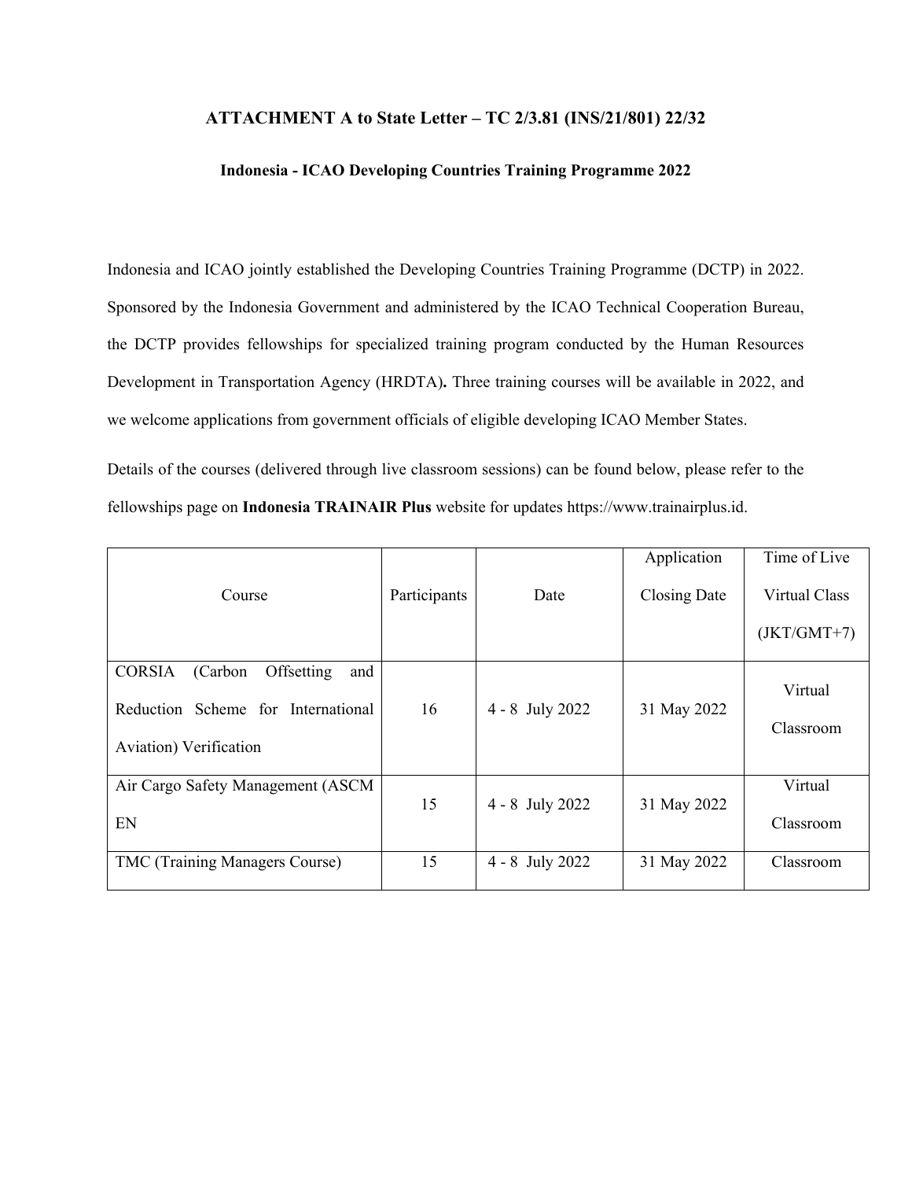## ATTACHMENT A to State Letter – TC 2/3.81 (INS/21/801) 22/32

### Indonesia - ICAO Developing Countries Training Programme 2022

Indonesia and ICAO jointly established the Developing Countries Training Programme (DCTP) in 2022. Sponsored by the Indonesia Government and administered by the ICAO Technical Cooperation Bureau, the DCTP provides fellowships for specialized training program conducted by the Human Resources Development in Transportation Agency (HRDTA)**.** Three training courses will be available in 2022, and we welcome applications from government officials of eligible developing ICAO Member States.

Details of the courses (delivered through live classroom sessions) can be found below, please refer to the fellowships page on **Indonesia TRAINAIR Plus** website for updates https://www.trainairplus.id.

| Course | Participants | Date | Application Closing Date | Time of Live Virtual Class (JKT/GMT+7) |
|---|---|---|---|---|
| CORSIA (Carbon Offsetting and Reduction Scheme for International Aviation) Verification | 16 | 4 - 8 July 2022 | 31 May 2022 | Virtual Classroom |
| Air Cargo Safety Management (ASCM EN | 15 | 4 - 8 July 2022 | 31 May 2022 | Virtual Classroom |
| TMC (Training Managers Course) | 15 | 4 - 8 July 2022 | 31 May 2022 | Classroom |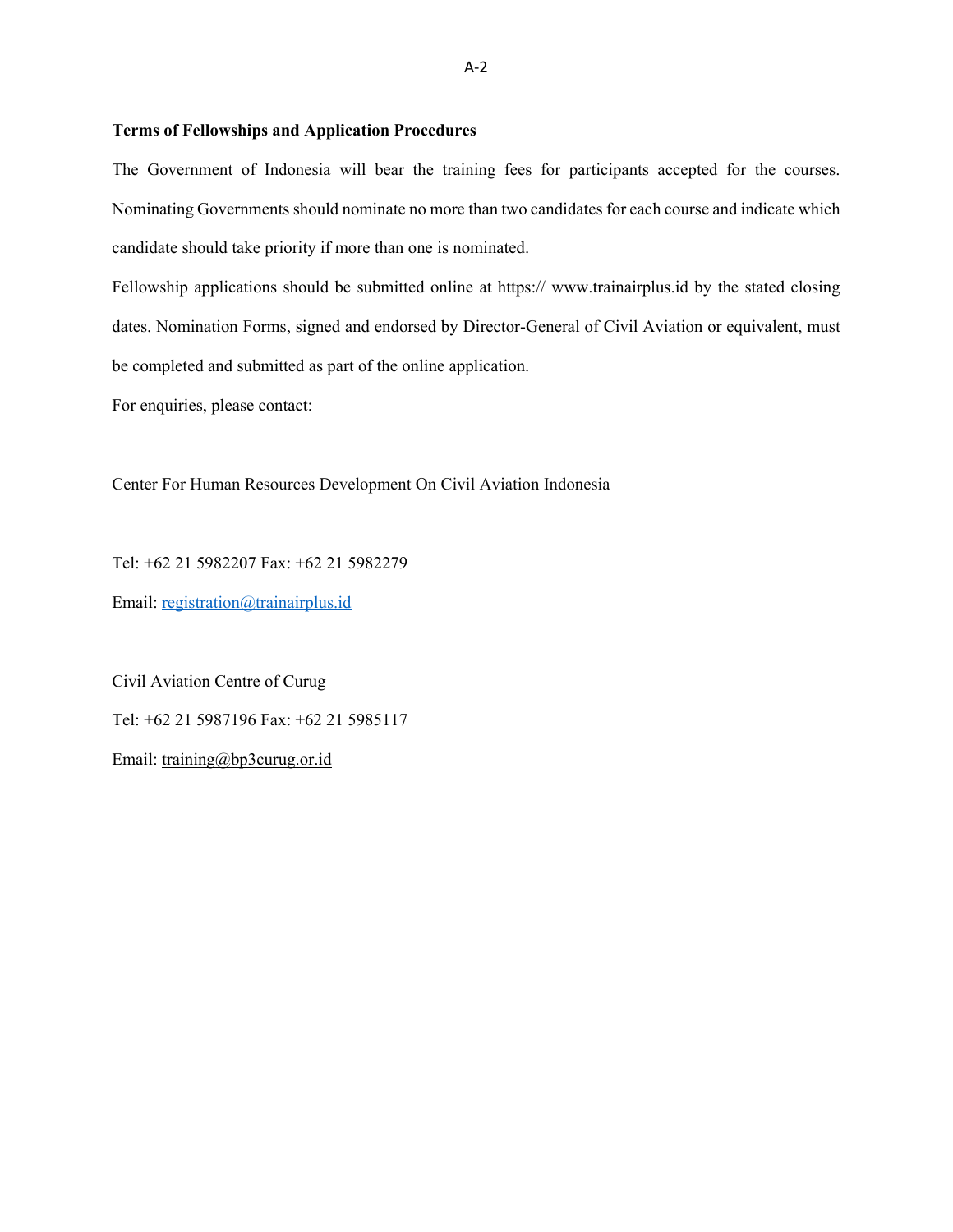**Terms of Fellowships and Application Procedures**

The Government of Indonesia will bear the training fees for participants accepted for the courses. Nominating Governments should nominate no more than two candidates for each course and indicate which candidate should take priority if more than one is nominated.

Fellowship applications should be submitted online at https:// www.trainairplus.id by the stated closing dates. Nomination Forms, signed and endorsed by Director-General of Civil Aviation or equivalent, must be completed and submitted as part of the online application.

For enquiries, please contact:

Center For Human Resources Development On Civil Aviation Indonesia

Tel: +62 21 5982207 Fax: +62 21 5982279

Email: registration@trainairplus.id

Civil Aviation Centre of Curug

Tel: +62 21 5987196 Fax: +62 21 5985117

Email: training@bp3curug.or.id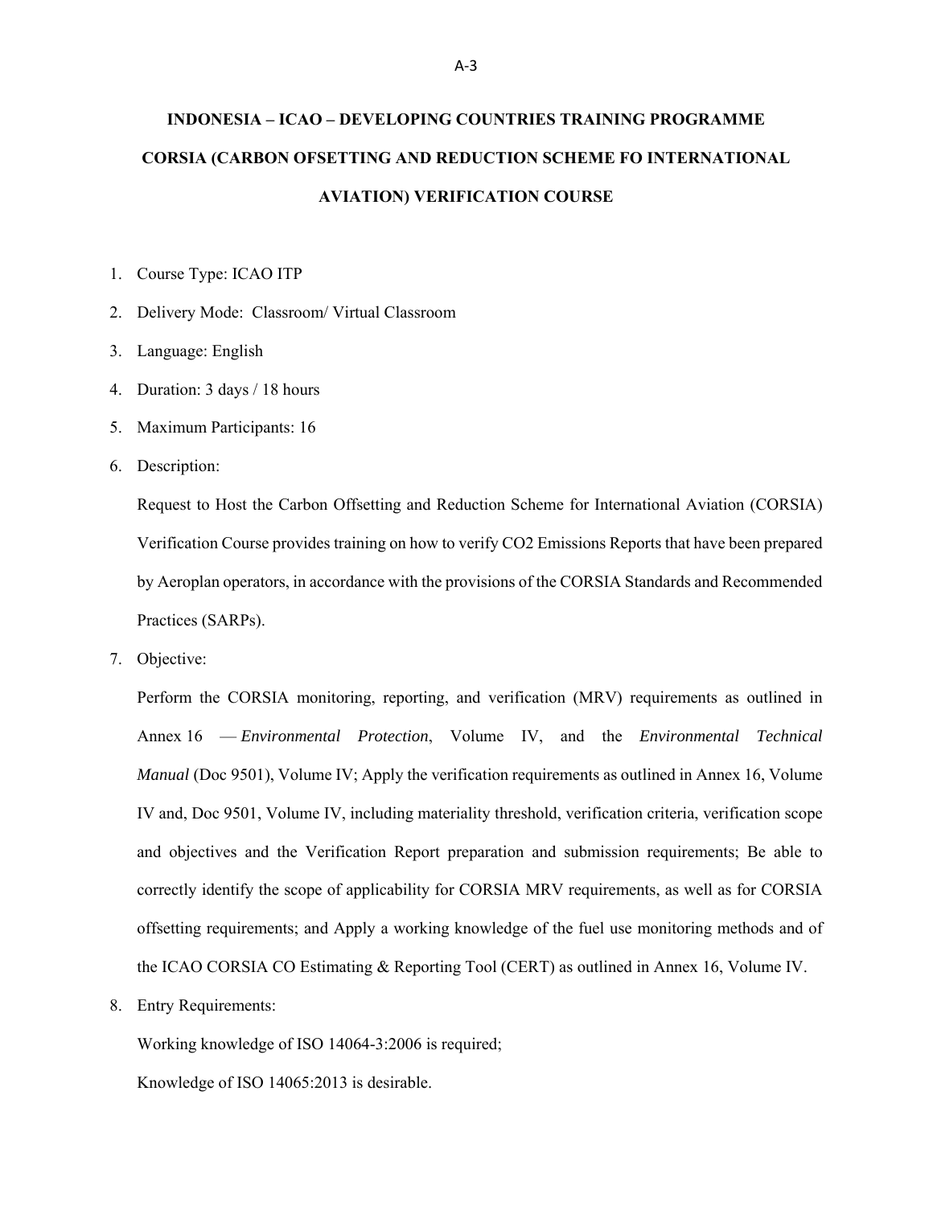# INDONESIA – ICAO – DEVELOPING COUNTRIES TRAINING PROGRAMME

# CORSIA (CARBON OFSETTING AND REDUCTION SCHEME FO INTERNATIONAL AVIATION) VERIFICATION COURSE

1. Course Type: ICAO ITP
2. Delivery Mode: Classroom/ Virtual Classroom
3. Language: English
4. Duration: 3 days / 18 hours
5. Maximum Participants: 16
6. Description:

   Request to Host the Carbon Offsetting and Reduction Scheme for International Aviation (CORSIA) Verification Course provides training on how to verify CO2 Emissions Reports that have been prepared by Aeroplan operators, in accordance with the provisions of the CORSIA Standards and Recommended Practices (SARPs).

7. Objective:

   Perform the CORSIA monitoring, reporting, and verification (MRV) requirements as outlined in Annex 16 — *Environmental Protection*, Volume IV, and the *Environmental Technical Manual* (Doc 9501), Volume IV; Apply the verification requirements as outlined in Annex 16, Volume IV and, Doc 9501, Volume IV, including materiality threshold, verification criteria, verification scope and objectives and the Verification Report preparation and submission requirements; Be able to correctly identify the scope of applicability for CORSIA MRV requirements, as well as for CORSIA offsetting requirements; and Apply a working knowledge of the fuel use monitoring methods and of the ICAO CORSIA CO Estimating & Reporting Tool (CERT) as outlined in Annex 16, Volume IV.

8. Entry Requirements:

   Working knowledge of ISO 14064-3:2006 is required;

   Knowledge of ISO 14065:2013 is desirable.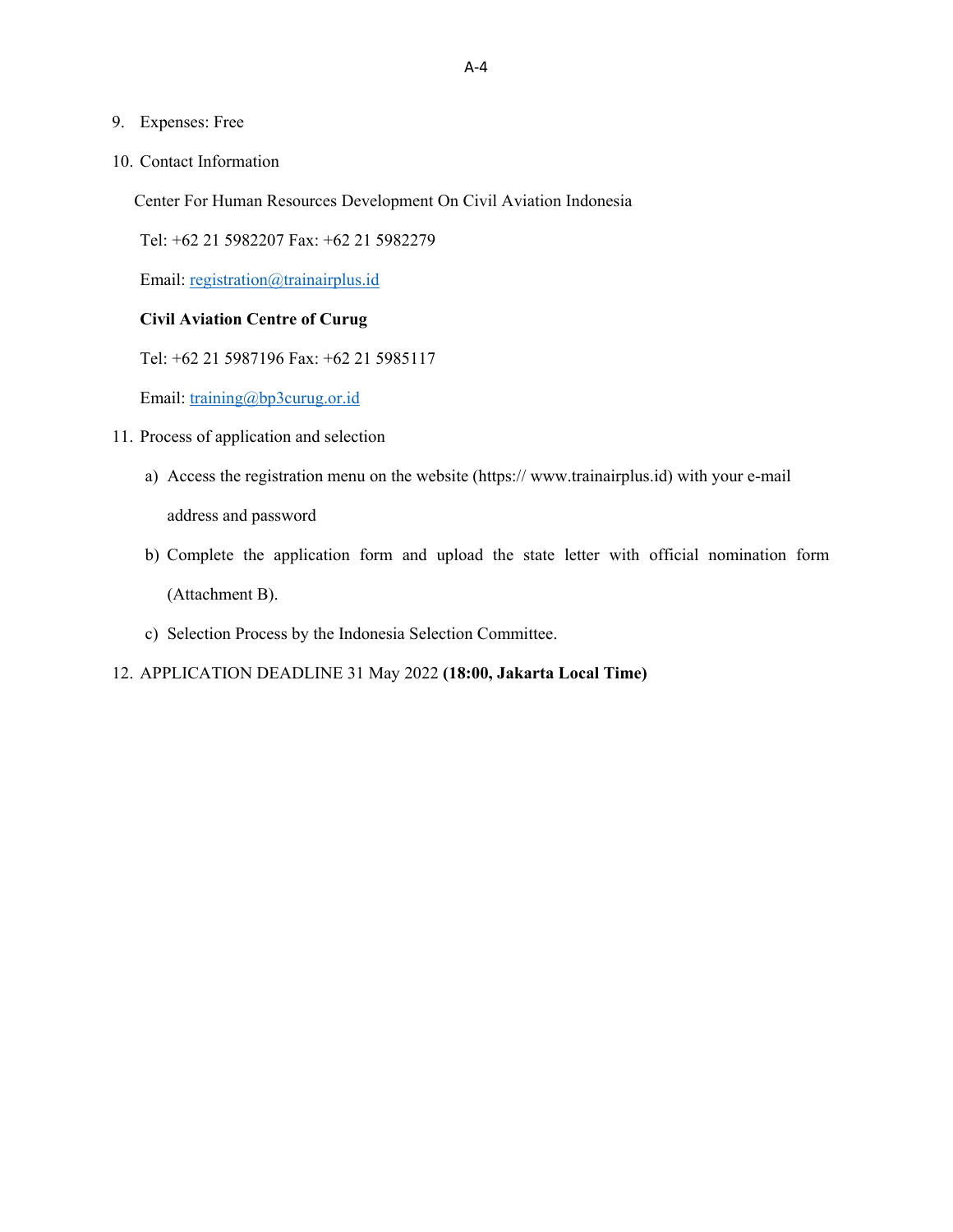9. Expenses: Free

10. Contact Information

    Center For Human Resources Development On Civil Aviation Indonesia

    Tel: +62 21 5982207 Fax: +62 21 5982279

    Email: registration@trainairplus.id

    **Civil Aviation Centre of Curug**

    Tel: +62 21 5987196 Fax: +62 21 5985117

    Email: training@bp3curug.or.id

11. Process of application and selection

    a) Access the registration menu on the website (https:// www.trainairplus.id) with your e-mail address and password

    b) Complete the application form and upload the state letter with official nomination form (Attachment B).

    c) Selection Process by the Indonesia Selection Committee.

12. APPLICATION DEADLINE 31 May 2022 **(18:00, Jakarta Local Time)**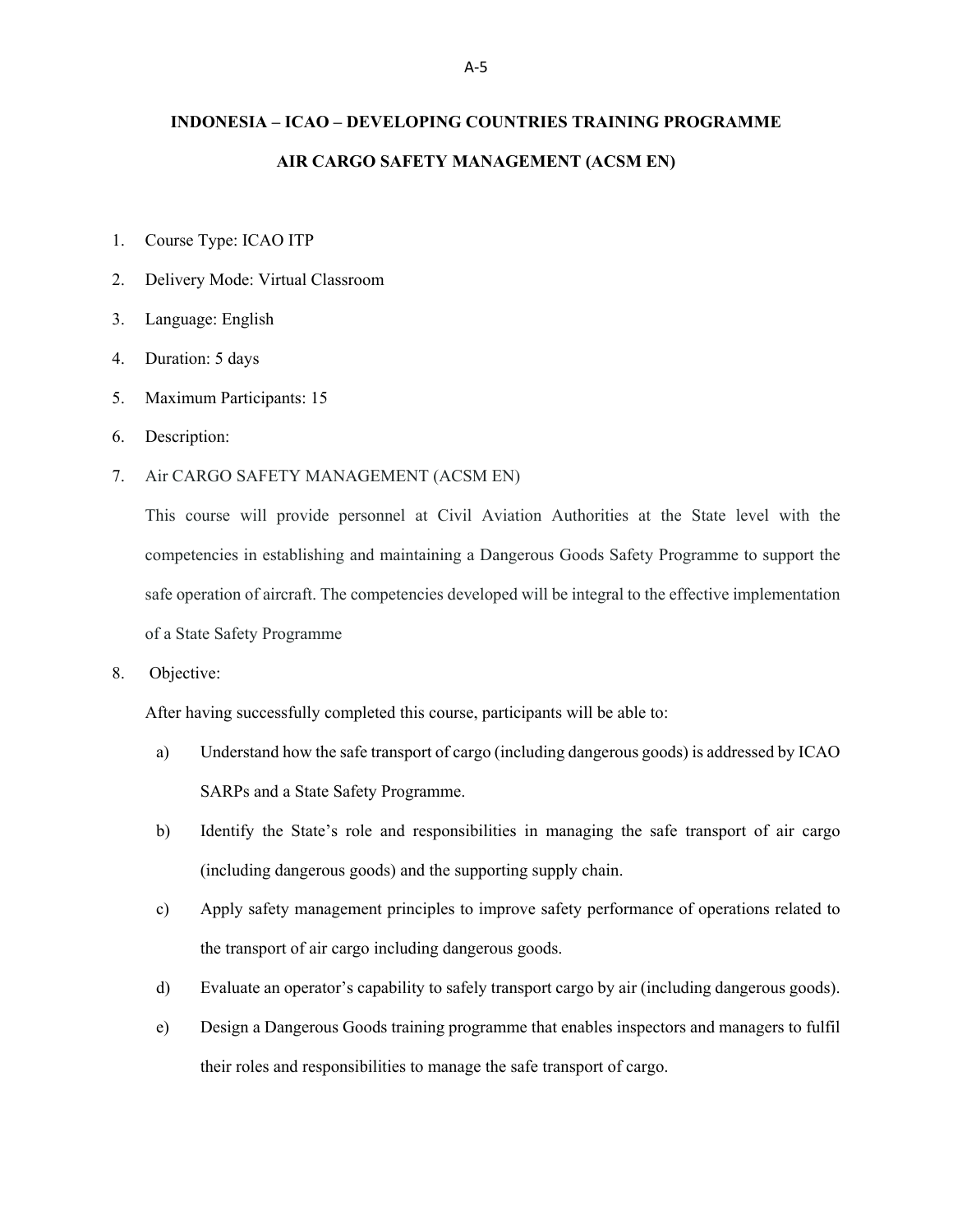# INDONESIA – ICAO – DEVELOPING COUNTRIES TRAINING PROGRAMME

## AIR CARGO SAFETY MANAGEMENT (ACSM EN)

1. Course Type: ICAO ITP
2. Delivery Mode: Virtual Classroom
3. Language: English
4. Duration: 5 days
5. Maximum Participants: 15
6. Description:
7. Air CARGO SAFETY MANAGEMENT (ACSM EN)

   This course will provide personnel at Civil Aviation Authorities at the State level with the competencies in establishing and maintaining a Dangerous Goods Safety Programme to support the safe operation of aircraft. The competencies developed will be integral to the effective implementation of a State Safety Programme

8. Objective:

   After having successfully completed this course, participants will be able to:

   a) Understand how the safe transport of cargo (including dangerous goods) is addressed by ICAO SARPs and a State Safety Programme.
   b) Identify the State's role and responsibilities in managing the safe transport of air cargo (including dangerous goods) and the supporting supply chain.
   c) Apply safety management principles to improve safety performance of operations related to the transport of air cargo including dangerous goods.
   d) Evaluate an operator's capability to safely transport cargo by air (including dangerous goods).
   e) Design a Dangerous Goods training programme that enables inspectors and managers to fulfil their roles and responsibilities to manage the safe transport of cargo.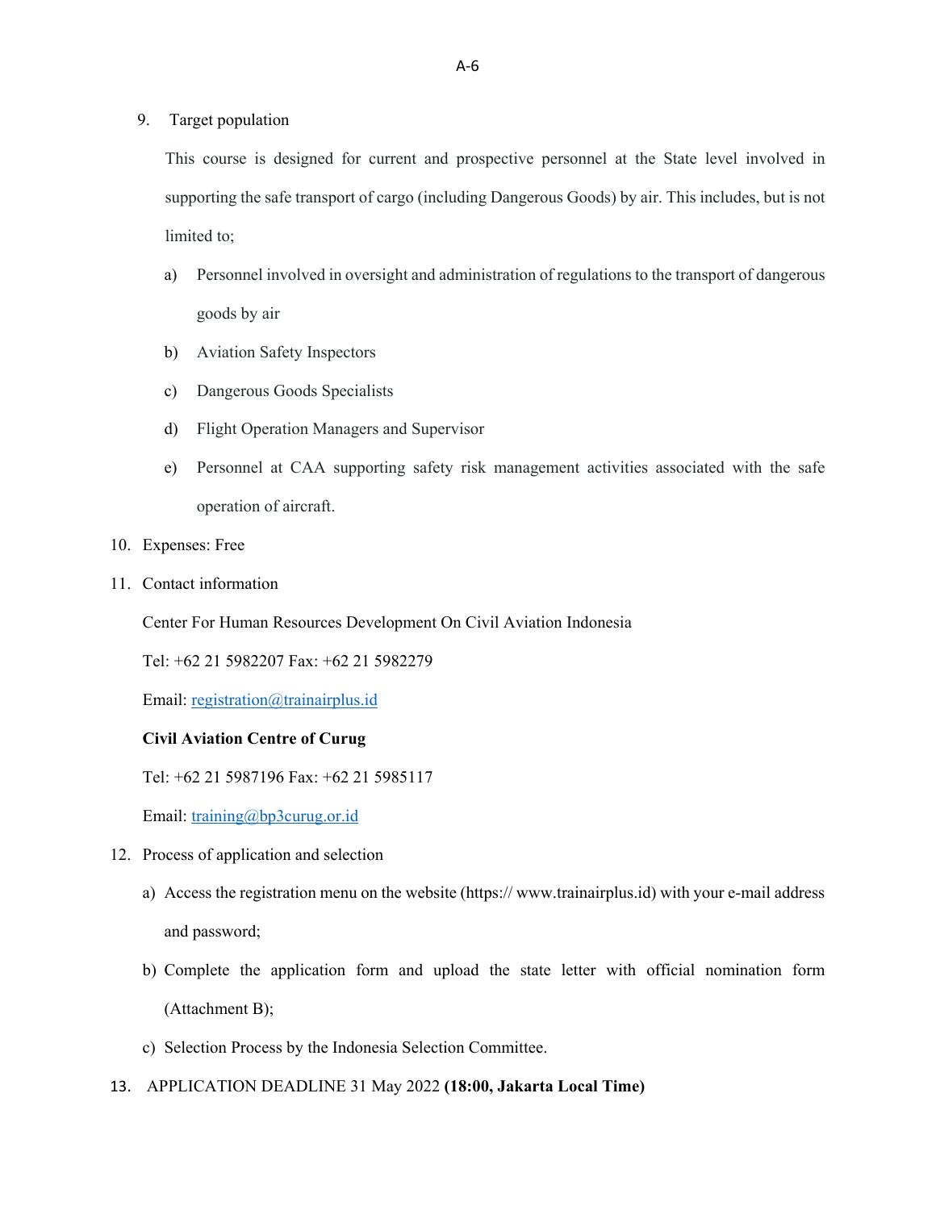9. Target population

   This course is designed for current and prospective personnel at the State level involved in supporting the safe transport of cargo (including Dangerous Goods) by air. This includes, but is not limited to;

   a) Personnel involved in oversight and administration of regulations to the transport of dangerous goods by air

   b) Aviation Safety Inspectors

   c) Dangerous Goods Specialists

   d) Flight Operation Managers and Supervisor

   e) Personnel at CAA supporting safety risk management activities associated with the safe operation of aircraft.

10. Expenses: Free

11. Contact information

    Center For Human Resources Development On Civil Aviation Indonesia

    Tel: +62 21 5982207 Fax: +62 21 5982279

    Email: registration@trainairplus.id

    **Civil Aviation Centre of Curug**

    Tel: +62 21 5987196 Fax: +62 21 5985117

    Email: training@bp3curug.or.id

12. Process of application and selection

    a) Access the registration menu on the website (https:// www.trainairplus.id) with your e-mail address and password;

    b) Complete the application form and upload the state letter with official nomination form (Attachment B);

    c) Selection Process by the Indonesia Selection Committee.

13. APPLICATION DEADLINE 31 May 2022 **(18:00, Jakarta Local Time)**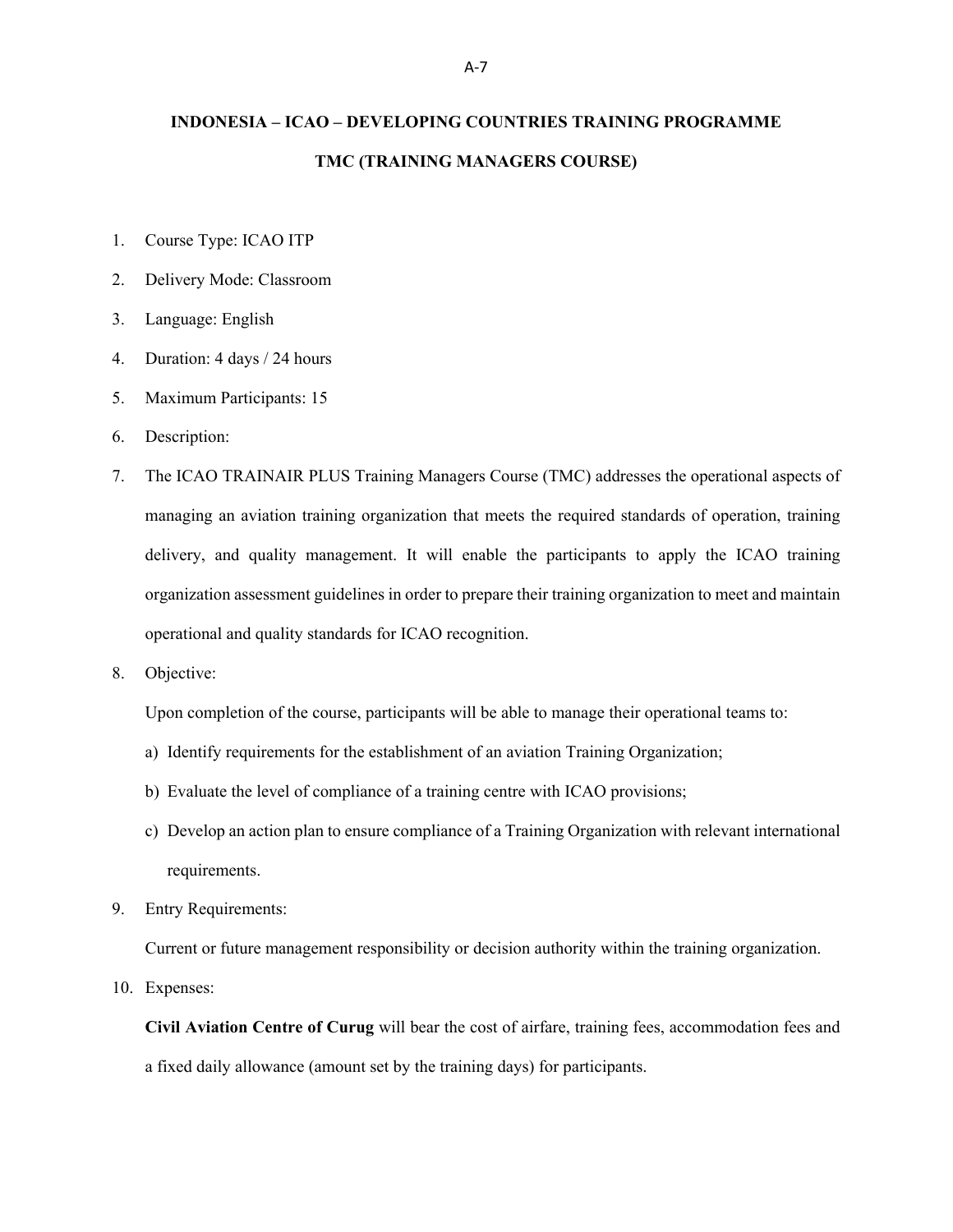**INDONESIA – ICAO – DEVELOPING COUNTRIES TRAINING PROGRAMME**

**TMC (TRAINING MANAGERS COURSE)**

1. Course Type: ICAO ITP
2. Delivery Mode: Classroom
3. Language: English
4. Duration: 4 days / 24 hours
5. Maximum Participants: 15
6. Description:
7. The ICAO TRAINAIR PLUS Training Managers Course (TMC) addresses the operational aspects of managing an aviation training organization that meets the required standards of operation, training delivery, and quality management. It will enable the participants to apply the ICAO training organization assessment guidelines in order to prepare their training organization to meet and maintain operational and quality standards for ICAO recognition.
8. Objective:

   Upon completion of the course, participants will be able to manage their operational teams to:

   a) Identify requirements for the establishment of an aviation Training Organization;

   b) Evaluate the level of compliance of a training centre with ICAO provisions;

   c) Develop an action plan to ensure compliance of a Training Organization with relevant international requirements.
9. Entry Requirements:

   Current or future management responsibility or decision authority within the training organization.
10. Expenses:

    **Civil Aviation Centre of Curug** will bear the cost of airfare, training fees, accommodation fees and a fixed daily allowance (amount set by the training days) for participants.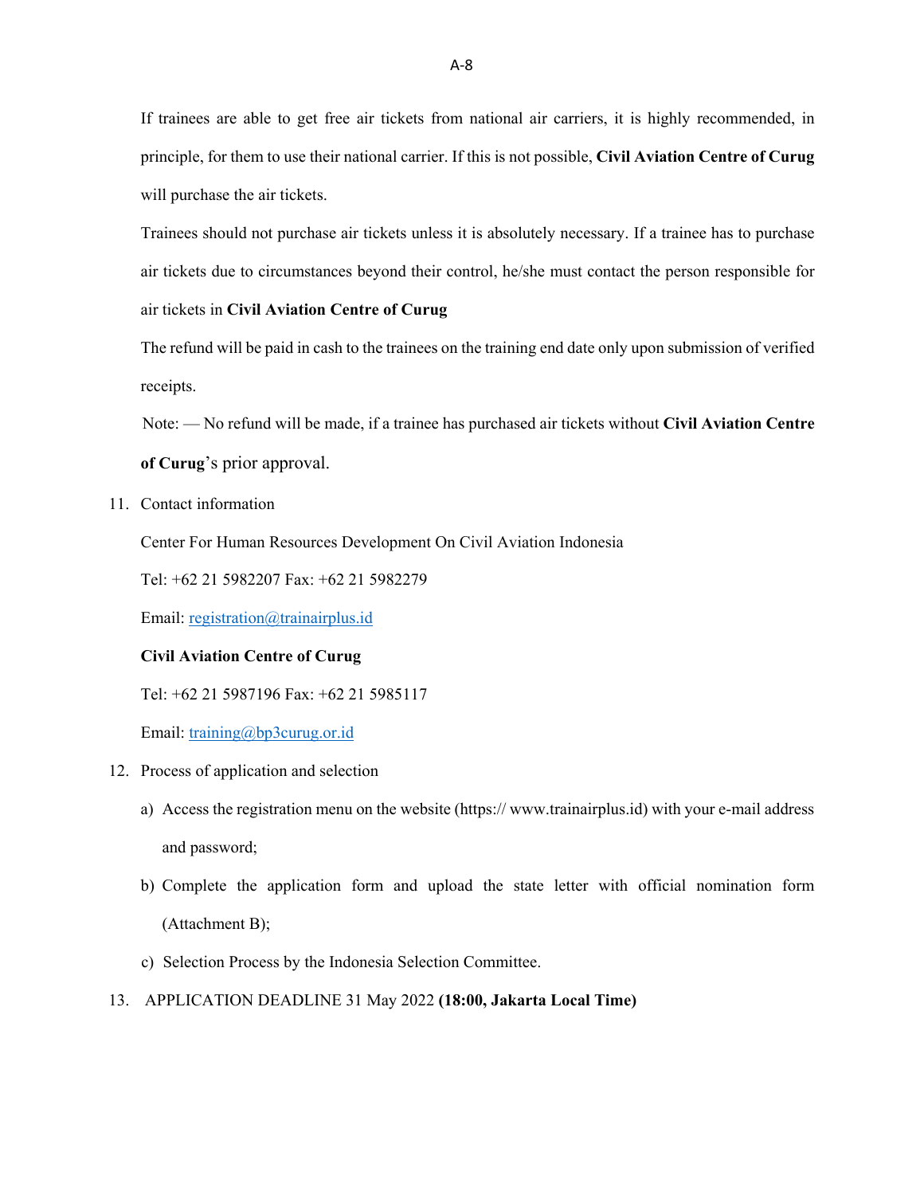If trainees are able to get free air tickets from national air carriers, it is highly recommended, in principle, for them to use their national carrier. If this is not possible, **Civil Aviation Centre of Curug** will purchase the air tickets.

Trainees should not purchase air tickets unless it is absolutely necessary. If a trainee has to purchase air tickets due to circumstances beyond their control, he/she must contact the person responsible for air tickets in **Civil Aviation Centre of Curug**

The refund will be paid in cash to the trainees on the training end date only upon submission of verified receipts.

Note: — No refund will be made, if a trainee has purchased air tickets without **Civil Aviation Centre of Curug**'s prior approval.

11. Contact information

    Center For Human Resources Development On Civil Aviation Indonesia

    Tel: +62 21 5982207 Fax: +62 21 5982279

    Email: registration@trainairplus.id

    **Civil Aviation Centre of Curug**

    Tel: +62 21 5987196 Fax: +62 21 5985117

    Email: training@bp3curug.or.id

12. Process of application and selection

    a) Access the registration menu on the website (https:// www.trainairplus.id) with your e-mail address and password;

    b) Complete the application form and upload the state letter with official nomination form (Attachment B);

    c) Selection Process by the Indonesia Selection Committee.

13. APPLICATION DEADLINE 31 May 2022 **(18:00, Jakarta Local Time)**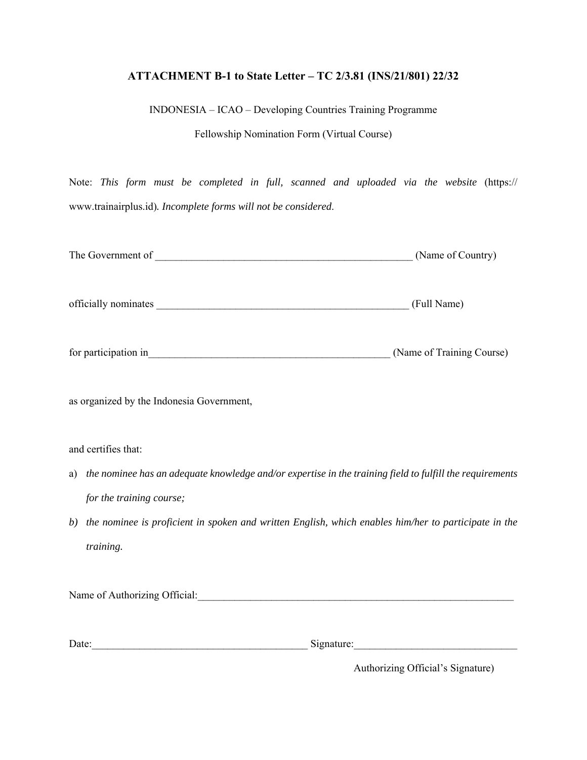**ATTACHMENT B-1 to State Letter – TC 2/3.81 (INS/21/801) 22/32**

INDONESIA – ICAO – Developing Countries Training Programme

Fellowship Nomination Form (Virtual Course)

Note: *This form must be completed in full, scanned and uploaded via the website* (https://www.trainairplus.id). *Incomplete forms will not be considered*.

The Government of __________________________________________________ (Name of Country)

officially nominates __________________________________________________ (Full Name)

for participation in_______________________________________________ (Name of Training Course)

as organized by the Indonesia Government,

and certifies that:

a) *the nominee has an adequate knowledge and/or expertise in the training field to fulfill the requirements for the training course;*
b) *the nominee is proficient in spoken and written English, which enables him/her to participate in the training.*

Name of Authorizing Official:_______________________________________________________________

Date:_________________________________________ Signature:_______________________________

Authorizing Official's Signature)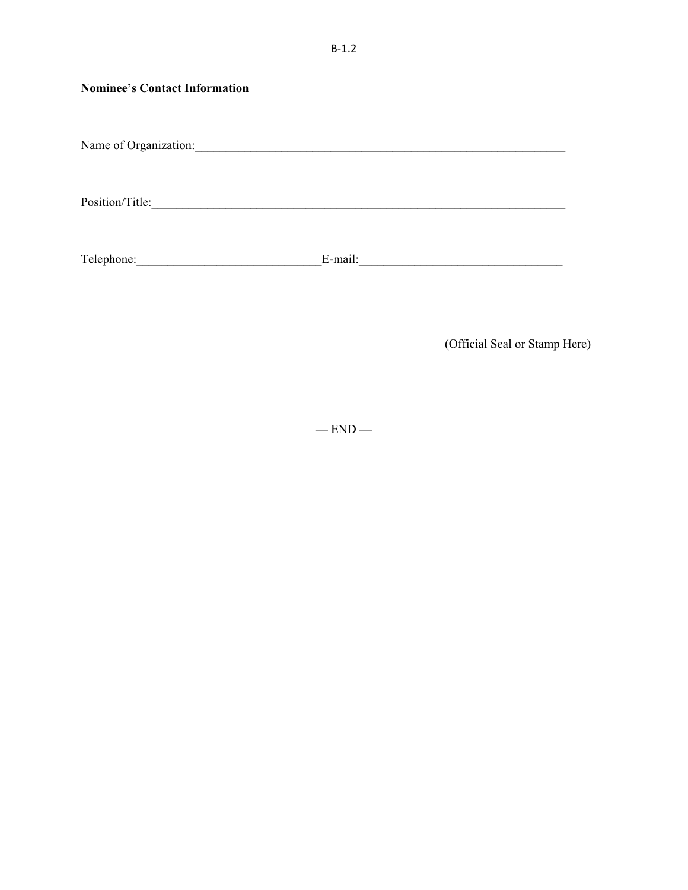B-1.2

**Nominee's Contact Information**

Name of Organization:_______________________________________________________________

Position/Title:_____________________________________________________________________

Telephone:_____________________________E-mail:________________________________

(Official Seal or Stamp Here)

— END —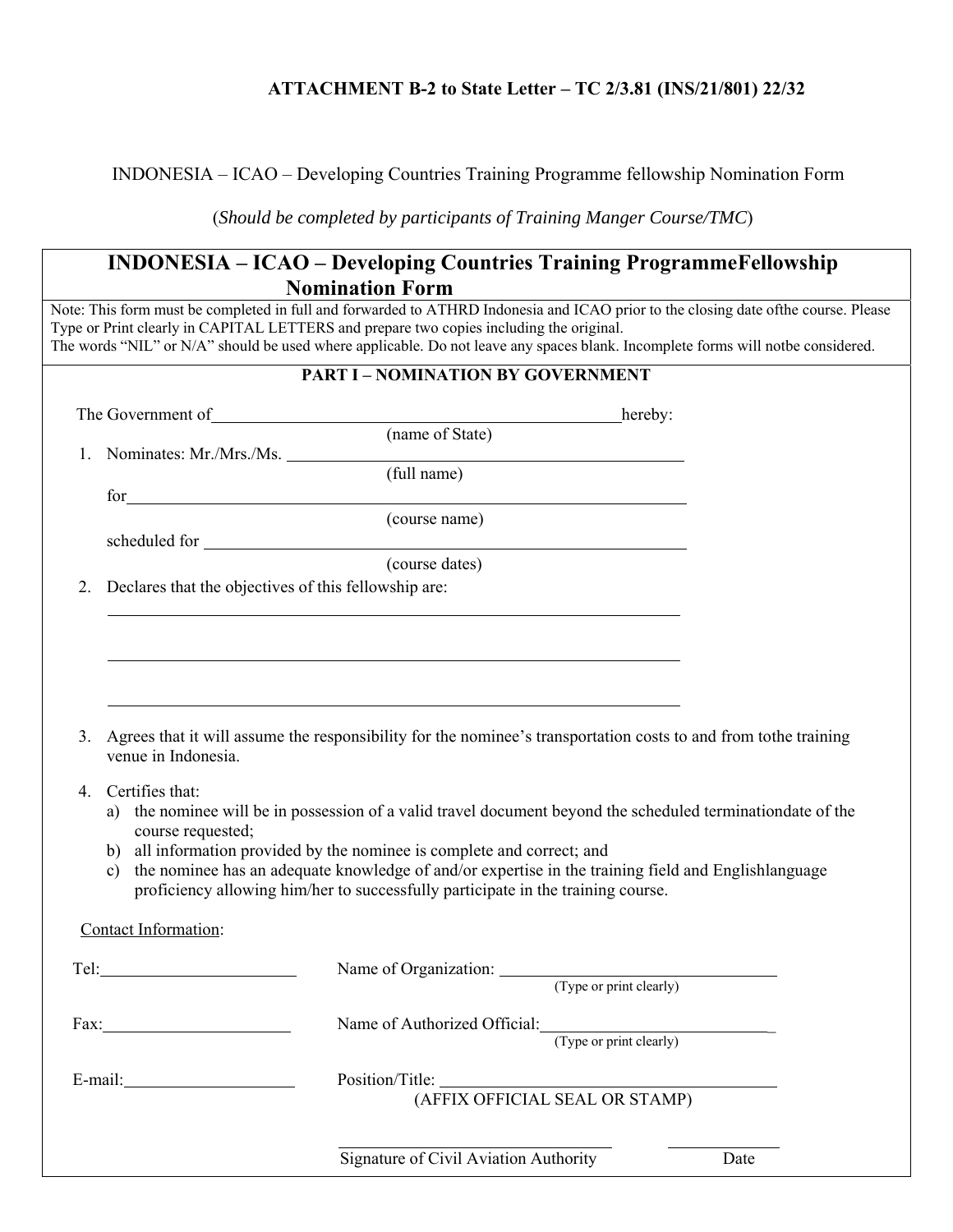**ATTACHMENT B-2 to State Letter – TC 2/3.81 (INS/21/801) 22/32**

INDONESIA – ICAO – Developing Countries Training Programme fellowship Nomination Form

(*Should be completed by participants of Training Manger Course/TMC*)

# INDONESIA – ICAO – Developing Countries Training ProgrammeFellowship Nomination Form

Note: This form must be completed in full and forwarded to ATHRD Indonesia and ICAO prior to the closing date ofthe course. Please Type or Print clearly in CAPITAL LETTERS and prepare two copies including the original.
The words "NIL" or N/A" should be used where applicable. Do not leave any spaces blank. Incomplete forms will notbe considered.

## PART I – NOMINATION BY GOVERNMENT

The Government of \_\_\_\_\_\_\_\_\_\_\_\_\_\_\_\_\_\_\_\_\_\_\_\_\_\_\_\_\_\_\_\_\_\_\_\_\_\_\_\_ hereby:
(name of State)

1. Nominates: Mr./Mrs./Ms. \_\_\_\_\_\_\_\_\_\_\_\_\_\_\_\_\_\_\_\_\_\_\_\_\_\_\_\_\_\_\_\_\_\_\_\_\_\_\_\_
   (full name)

   for \_\_\_\_\_\_\_\_\_\_\_\_\_\_\_\_\_\_\_\_\_\_\_\_\_\_\_\_\_\_\_\_\_\_\_\_\_\_\_\_\_\_\_\_\_\_\_\_\_\_\_\_\_\_
   (course name)

   scheduled for \_\_\_\_\_\_\_\_\_\_\_\_\_\_\_\_\_\_\_\_\_\_\_\_\_\_\_\_\_\_\_\_\_\_\_\_\_\_\_\_\_\_\_\_\_\_\_\_
   (course dates)

2. Declares that the objectives of this fellowship are:

   \_\_\_\_\_\_\_\_\_\_\_\_\_\_\_\_\_\_\_\_\_\_\_\_\_\_\_\_\_\_\_\_\_\_\_\_\_\_\_\_\_\_\_\_\_\_\_\_\_\_\_\_\_\_\_\_

   \_\_\_\_\_\_\_\_\_\_\_\_\_\_\_\_\_\_\_\_\_\_\_\_\_\_\_\_\_\_\_\_\_\_\_\_\_\_\_\_\_\_\_\_\_\_\_\_\_\_\_\_\_\_\_\_

   \_\_\_\_\_\_\_\_\_\_\_\_\_\_\_\_\_\_\_\_\_\_\_\_\_\_\_\_\_\_\_\_\_\_\_\_\_\_\_\_\_\_\_\_\_\_\_\_\_\_\_\_\_\_\_\_

3. Agrees that it will assume the responsibility for the nominee's transportation costs to and from tothe training venue in Indonesia.

4. Certifies that:
   a) the nominee will be in possession of a valid travel document beyond the scheduled terminationdate of the course requested;
   b) all information provided by the nominee is complete and correct; and
   c) the nominee has an adequate knowledge of and/or expertise in the training field and Englishlanguage proficiency allowing him/her to successfully participate in the training course.

Contact Information:

Tel: \_\_\_\_\_\_\_\_\_\_\_\_\_\_\_\_\_\_\_\_ Name of Organization: \_\_\_\_\_\_\_\_\_\_\_\_\_\_\_\_\_\_\_\_\_\_\_\_\_\_\_\_
(Type or print clearly)

Fax: \_\_\_\_\_\_\_\_\_\_\_\_\_\_\_\_\_\_\_\_ Name of Authorized Official: \_\_\_\_\_\_\_\_\_\_\_\_\_\_\_\_\_\_\_\_\_\_\_\_
(Type or print clearly)

E-mail: \_\_\_\_\_\_\_\_\_\_\_\_\_\_\_\_\_\_ Position/Title: \_\_\_\_\_\_\_\_\_\_\_\_\_\_\_\_\_\_\_\_\_\_\_\_\_\_\_\_\_\_\_\_\_\_
(AFFIX OFFICIAL SEAL OR STAMP)

\_\_\_\_\_\_\_\_\_\_\_\_\_\_\_\_\_\_\_\_\_\_\_\_\_\_\_\_\_\_ \_\_\_\_\_\_\_\_\_\_\_\_
Signature of Civil Aviation Authority Date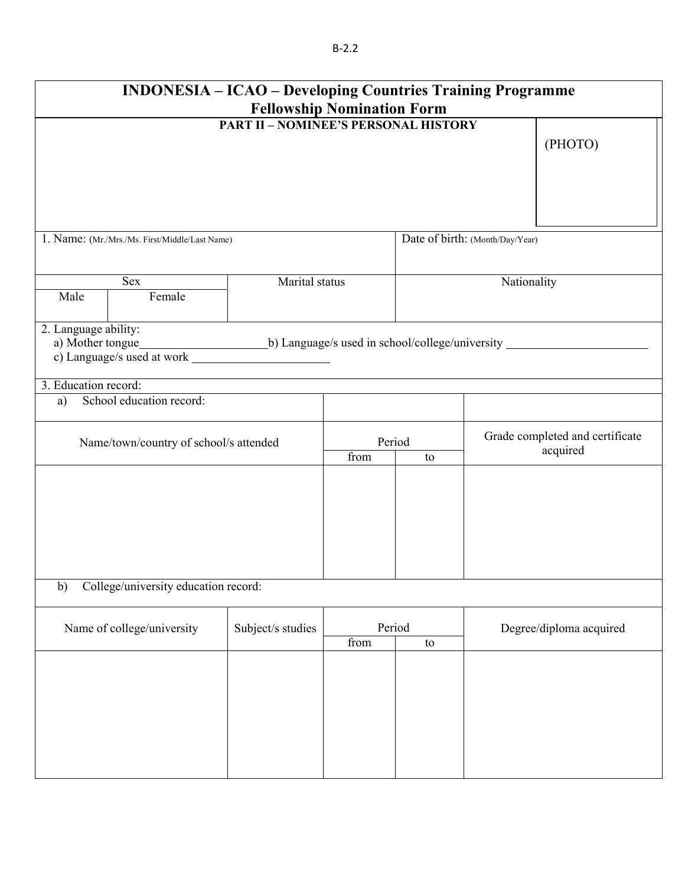B-2.2

# INDONESIA – ICAO – Developing Countries Training Programme
## Fellowship Nomination Form

**PART II – NOMINEE'S PERSONAL HISTORY**

(PHOTO)

| 1. Name: (Mr./Mrs./Ms. First/Middle/Last Name) | | | Date of birth: (Month/Day/Year) |
|---|---|---|---|
| | | | |

| Sex | | Marital status | Nationality |
|---|---|---|---|
| Male | Female | | |

2. Language ability:
 a) Mother tongue____________________ b) Language/s used in school/college/university ______________________
 c) Language/s used at work ______________________

3. Education record:

a) School education record:

| Name/town/country of school/s attended | Period | | Grade completed and certificate acquired |
|---|---|---|---|
| | from | to | |
| | | | |

b) College/university education record:

| Name of college/university | Subject/s studies | Period | | Degree/diploma acquired |
|---|---|---|---|---|
| | | from | to | |
| | | | | |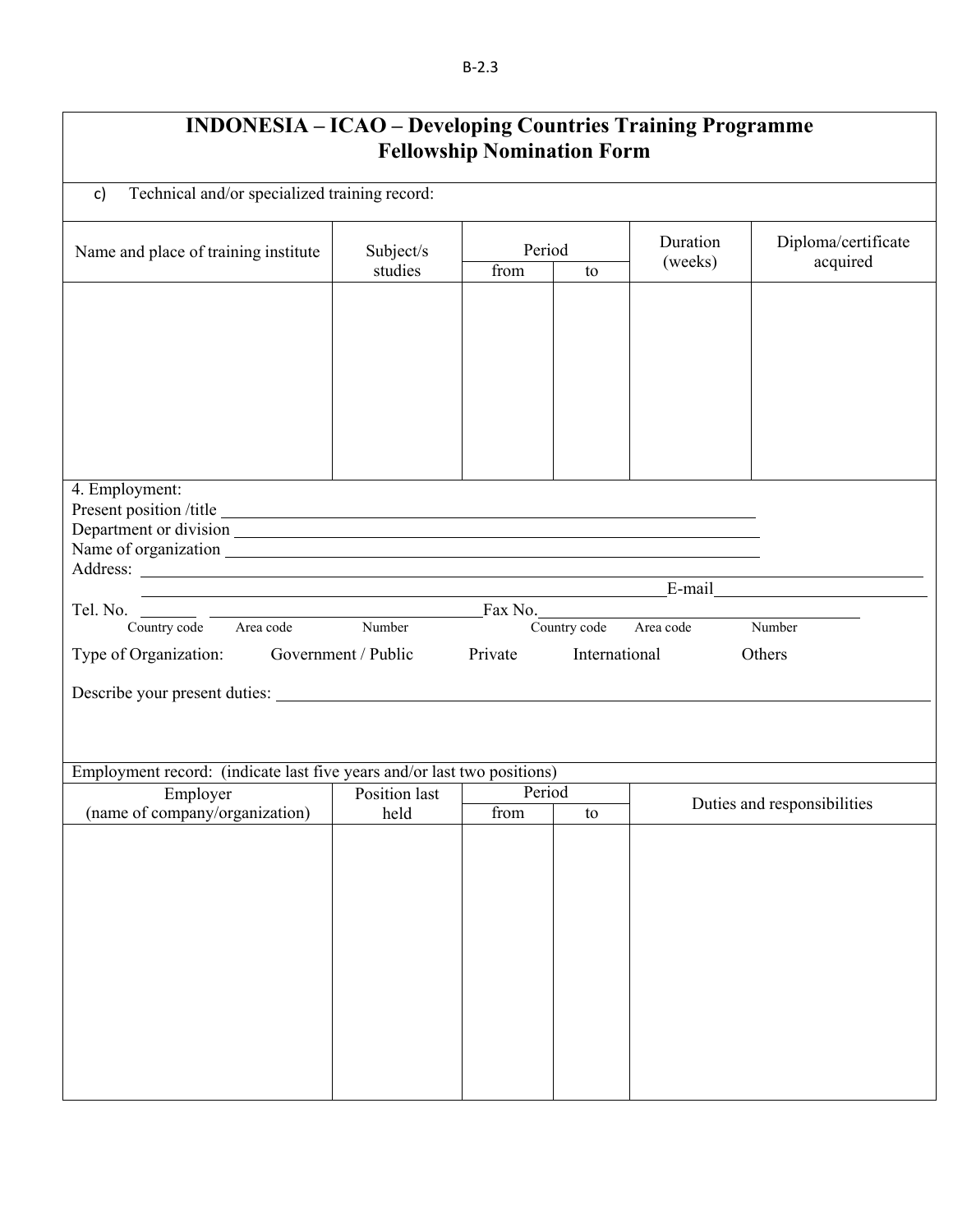# INDONESIA – ICAO – Developing Countries Training Programme
## Fellowship Nomination Form

c) Technical and/or specialized training record:

| Name and place of training institute | Subject/s studies | Period | | Duration (weeks) | Diploma/certificate acquired |
|---|---|---|---|---|---|
| | | from | to | | |
| | | | | | |

4. Employment:

Present position /title \_\_\_\_\_\_\_\_\_\_\_\_\_\_\_\_\_\_\_\_\_\_\_\_\_\_\_\_\_\_\_\_\_\_\_\_\_\_\_\_

Department or division \_\_\_\_\_\_\_\_\_\_\_\_\_\_\_\_\_\_\_\_\_\_\_\_\_\_\_\_\_\_\_\_\_\_\_\_\_\_\_\_

Name of organization \_\_\_\_\_\_\_\_\_\_\_\_\_\_\_\_\_\_\_\_\_\_\_\_\_\_\_\_\_\_\_\_\_\_\_\_\_\_\_\_

Address: \_\_\_\_\_\_\_\_\_\_\_\_\_\_\_\_\_\_\_\_\_\_\_\_\_\_\_\_\_\_\_\_\_\_\_\_\_\_\_\_\_\_\_\_\_\_\_\_\_\_\_\_

\_\_\_\_\_\_\_\_\_\_\_\_\_\_\_\_\_\_\_\_\_\_\_\_\_\_\_\_\_\_\_\_\_\_\_\_\_\_\_\_ E-mail \_\_\_\_\_\_\_\_\_\_\_\_\_\_\_\_\_\_

Tel. No. \_\_\_\_\_\_ \_\_\_\_\_\_\_\_\_\_\_\_\_\_\_\_\_\_\_\_ Fax No. \_\_\_\_\_\_\_\_\_\_\_\_\_\_\_\_\_\_\_\_\_\_\_\_\_\_\_\_
Country code Area code Number Country code Area code Number

Type of Organization: Government / Public Private International Others

Describe your present duties: \_\_\_\_\_\_\_\_\_\_\_\_\_\_\_\_\_\_\_\_\_\_\_\_\_\_\_\_\_\_\_\_\_\_\_\_\_\_\_\_

Employment record: (indicate last five years and/or last two positions)

| Employer (name of company/organization) | Position last held | Period | | Duties and responsibilities |
|---|---|---|---|---|
| | | from | to | |
| | | | | |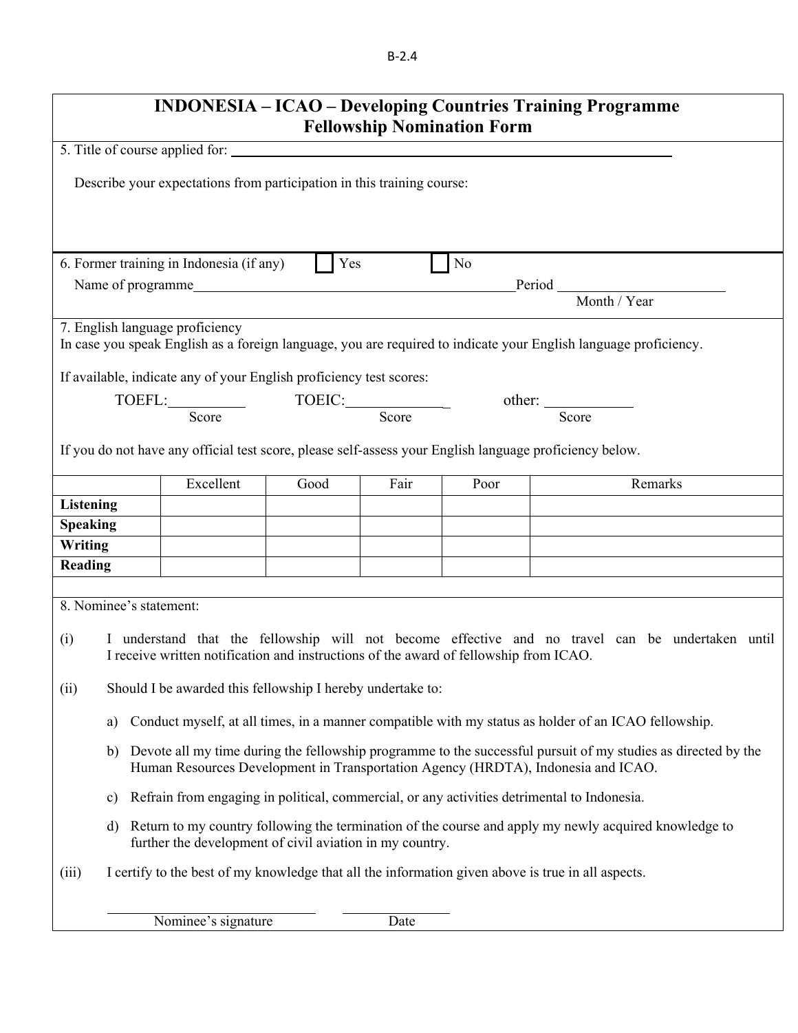# INDONESIA – ICAO – Developing Countries Training Programme
## Fellowship Nomination Form

5. Title of course applied for: ____________________

Describe your expectations from participation in this training course:

6. Former training in Indonesia (if any) ☐ Yes ☐ No

Name of programme ____________________ Period ____________________
Month / Year

7. English language proficiency

In case you speak English as a foreign language, you are required to indicate your English language proficiency.

If available, indicate any of your English proficiency test scores:

TOEFL: __________ (Score) TOEIC: __________ (Score) other: __________ (Score)

If you do not have any official test score, please self-assess your English language proficiency below.

| | Excellent | Good | Fair | Poor | Remarks |
|---|---|---|---|---|---|
| **Listening** | | | | | |
| **Speaking** | | | | | |
| **Writing** | | | | | |
| **Reading** | | | | | |

8. Nominee's statement:

(i) I understand that the fellowship will not become effective and no travel can be undertaken until I receive written notification and instructions of the award of fellowship from ICAO.

(ii) Should I be awarded this fellowship I hereby undertake to:

a) Conduct myself, at all times, in a manner compatible with my status as holder of an ICAO fellowship.

b) Devote all my time during the fellowship programme to the successful pursuit of my studies as directed by the Human Resources Development in Transportation Agency (HRDTA), Indonesia and ICAO.

c) Refrain from engaging in political, commercial, or any activities detrimental to Indonesia.

d) Return to my country following the termination of the course and apply my newly acquired knowledge to further the development of civil aviation in my country.

(iii) I certify to the best of my knowledge that all the information given above is true in all aspects.

____________________ ____________________
Nominee's signature Date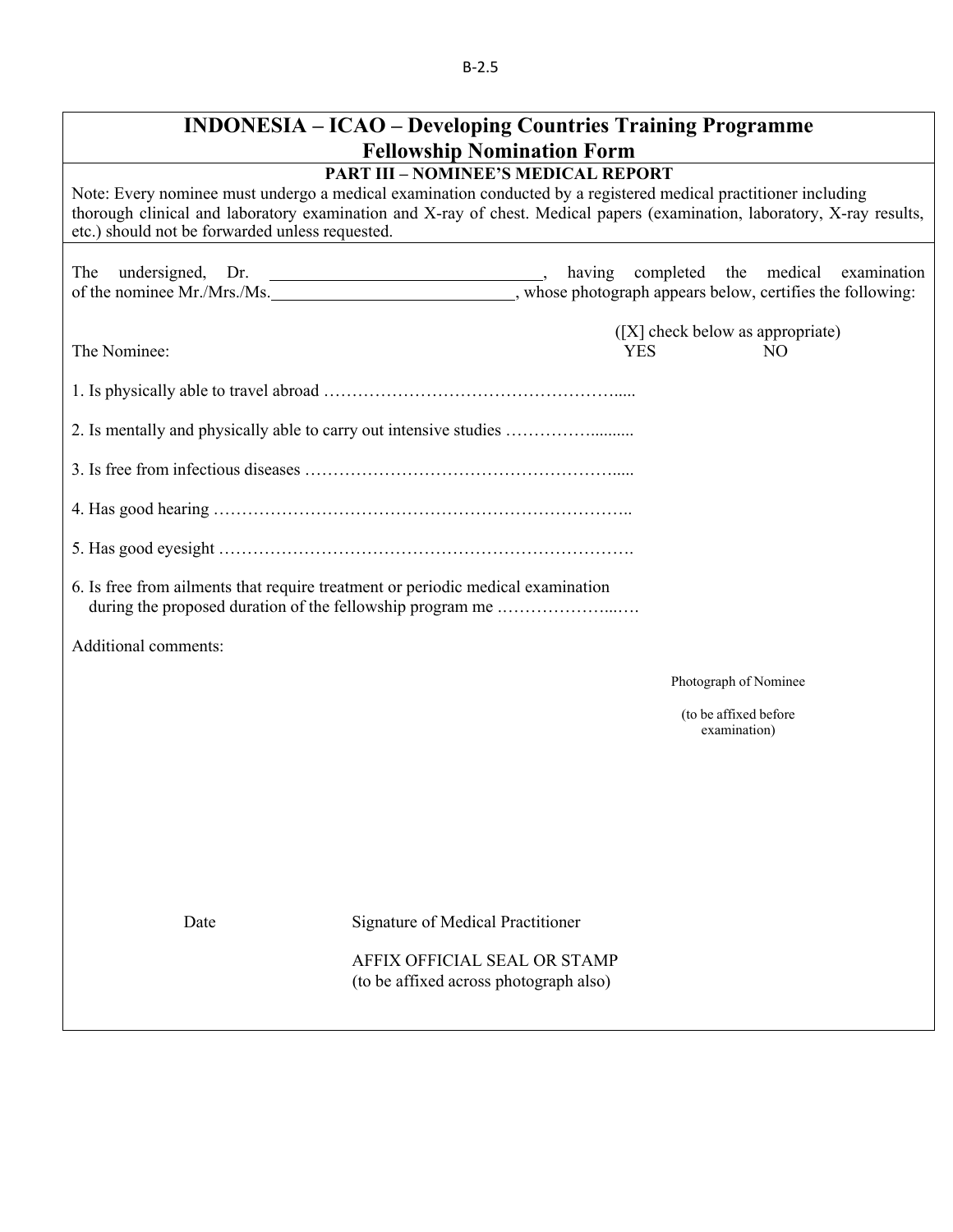B-2.5

# INDONESIA – ICAO – Developing Countries Training Programme
# Fellowship Nomination Form

## PART III – NOMINEE'S MEDICAL REPORT

Note: Every nominee must undergo a medical examination conducted by a registered medical practitioner including thorough clinical and laboratory examination and X-ray of chest. Medical papers (examination, laboratory, X-ray results, etc.) should not be forwarded unless requested.

The undersigned, Dr. ________________________________, having completed the medical examination of the nominee Mr./Mrs./Ms.____________________________, whose photograph appears below, certifies the following:

([X] check below as appropriate)

| The Nominee: | YES | NO |
|---|---|---|
| 1. Is physically able to travel abroad ……………………………………………….... | | |
| 2. Is mentally and physically able to carry out intensive studies ……………......... | | |
| 3. Is free from infectious diseases ……………………………………………….... | | |
| 4. Has good hearing ……………………………………………………………….. | | |
| 5. Has good eyesight ………………………………………………………………. | | |
| 6. Is free from ailments that require treatment or periodic medical examination during the proposed duration of the fellowship program me .………………..…. | | |

Additional comments:

Photograph of Nominee

(to be affixed before examination)

Date

Signature of Medical Practitioner

AFFIX OFFICIAL SEAL OR STAMP
(to be affixed across photograph also)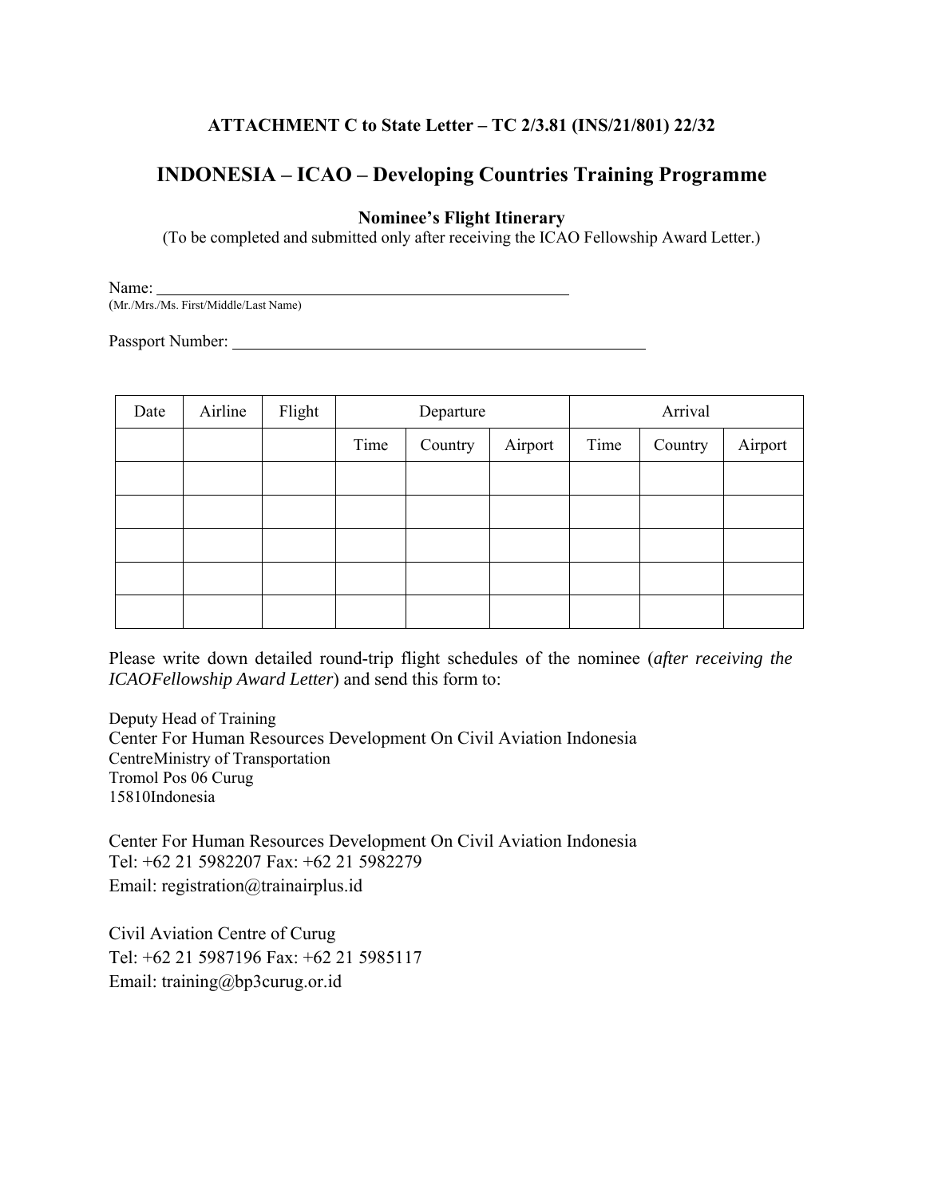**ATTACHMENT C to State Letter – TC 2/3.81 (INS/21/801) 22/32**

# INDONESIA – ICAO – Developing Countries Training Programme

**Nominee's Flight Itinerary**

(To be completed and submitted only after receiving the ICAO Fellowship Award Letter.)

Name: ____________________________________________________
(Mr./Mrs./Ms. First/Middle/Last Name)

Passport Number: ____________________________________________________

| Date | Airline | Flight | Departure | | | Arrival | | |
|---|---|---|---|---|---|---|---|---|
| | | | Time | Country | Airport | Time | Country | Airport |
| | | | | | | | | |
| | | | | | | | | |
| | | | | | | | | |
| | | | | | | | | |
| | | | | | | | | |

Please write down detailed round-trip flight schedules of the nominee (*after receiving the ICAOFellowship Award Letter*) and send this form to:

Deputy Head of Training
Center For Human Resources Development On Civil Aviation Indonesia
CentreMinistry of Transportation
Tromol Pos 06 Curug
15810Indonesia

Center For Human Resources Development On Civil Aviation Indonesia
Tel: +62 21 5982207 Fax: +62 21 5982279
Email: registration@trainairplus.id

Civil Aviation Centre of Curug
Tel: +62 21 5987196 Fax: +62 21 5985117
Email: training@bp3curug.or.id